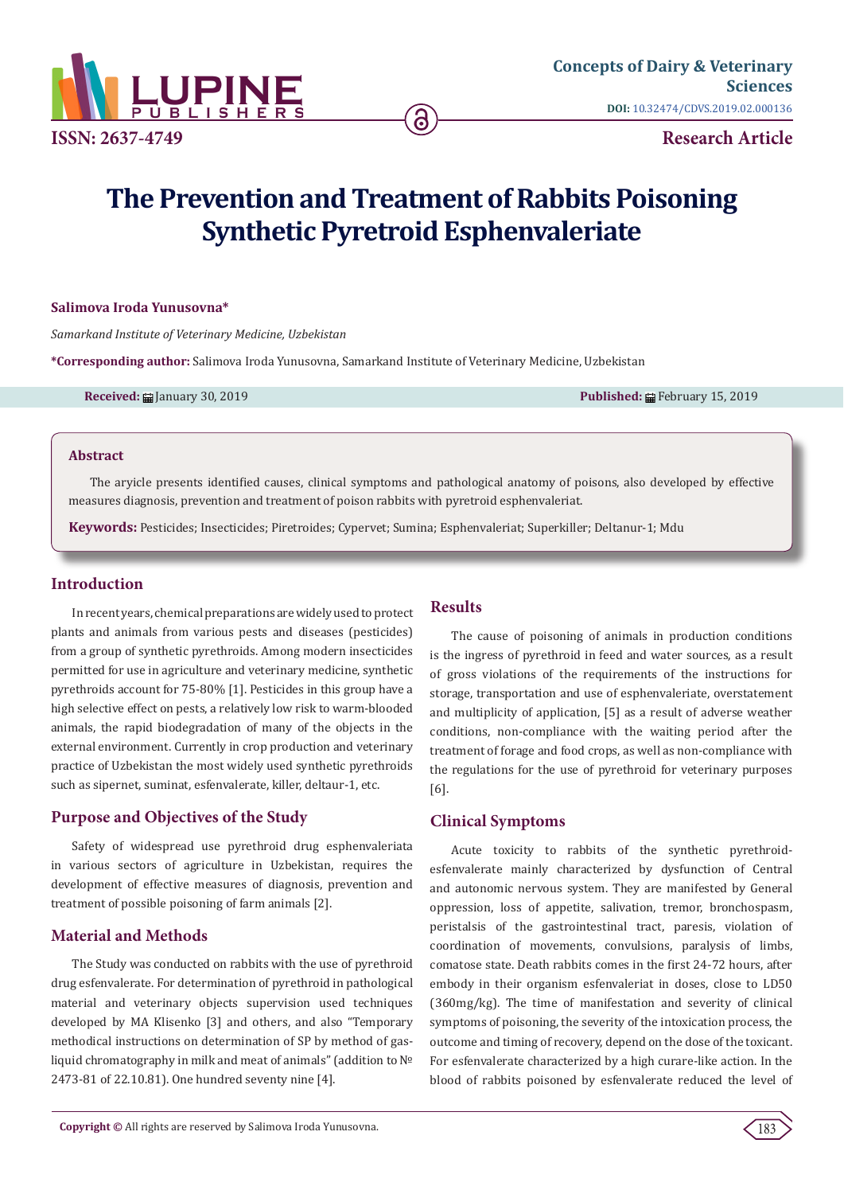# The Prevention and Treatment of Rabbits Poisoning Synthetic Pyretroid Esphenvaleriate

**Salimova Iroda Yunusovna***

*Samarkand Institute of Veterinary Medicine, Uzbekistan*

**\*Corresponding author:** Salimova Iroda Yunusovna, Samarkand Institute of Veterinary Medicine, Uzbekistan

**Received:** January 30, 2019 **Published:** February 15, 2019

## Abstract

The aryicle presents identified causes, clinical symptoms and pathological anatomy of poisons, also developed by effective measures diagnosis, prevention and treatment of poison rabbits with pyretroid esphenvaleriat.

**Keywords:** Pesticides; Insecticides; Piretroides; Cypervet; Sumina; Esphenvaleriat; Superkiller; Deltanur-1; Mdu

## Introduction

In recent years, chemical preparations are widely used to protect plants and animals from various pests and diseases (pesticides) from a group of synthetic pyrethroids. Among modern insecticides permitted for use in agriculture and veterinary medicine, synthetic pyrethroids account for 75-80% [1]. Pesticides in this group have a high selective effect on pests, a relatively low risk to warm-blooded animals, the rapid biodegradation of many of the objects in the external environment. Currently in crop production and veterinary practice of Uzbekistan the most widely used synthetic pyrethroids such as sipernet, suminat, esfenvalerate, killer, deltaur-1, etc.

## Purpose and Objectives of the Study

Safety of widespread use pyrethroid drug esphenvaleriata in various sectors of agriculture in Uzbekistan, requires the development of effective measures of diagnosis, prevention and treatment of possible poisoning of farm animals [2].

## Material and Methods

The Study was conducted on rabbits with the use of pyrethroid drug esfenvalerate. For determination of pyrethroid in pathological material and veterinary objects supervision used techniques developed by MA Klisenko [3] and others, and also "Temporary methodical instructions on determination of SP by method of gas-liquid chromatography in milk and meat of animals" (addition to № 2473-81 of 22.10.81). One hundred seventy nine [4].

## Results

The cause of poisoning of animals in production conditions is the ingress of pyrethroid in feed and water sources, as a result of gross violations of the requirements of the instructions for storage, transportation and use of esphenvaleriate, overstatement and multiplicity of application, [5] as a result of adverse weather conditions, non-compliance with the waiting period after the treatment of forage and food crops, as well as non-compliance with the regulations for the use of pyrethroid for veterinary purposes [6].

## Clinical Symptoms

Acute toxicity to rabbits of the synthetic pyrethroid-esfenvalerate mainly characterized by dysfunction of Central and autonomic nervous system. They are manifested by General oppression, loss of appetite, salivation, tremor, bronchospasm, peristalsis of the gastrointestinal tract, paresis, violation of coordination of movements, convulsions, paralysis of limbs, comatose state. Death rabbits comes in the first 24-72 hours, after embody in their organism esfenvaleriat in doses, close to LD50 (360mg/kg). The time of manifestation and severity of clinical symptoms of poisoning, the severity of the intoxication process, the outcome and timing of recovery, depend on the dose of the toxicant. For esfenvalerate characterized by a high curare-like action. In the blood of rabbits poisoned by esfenvalerate reduced the level of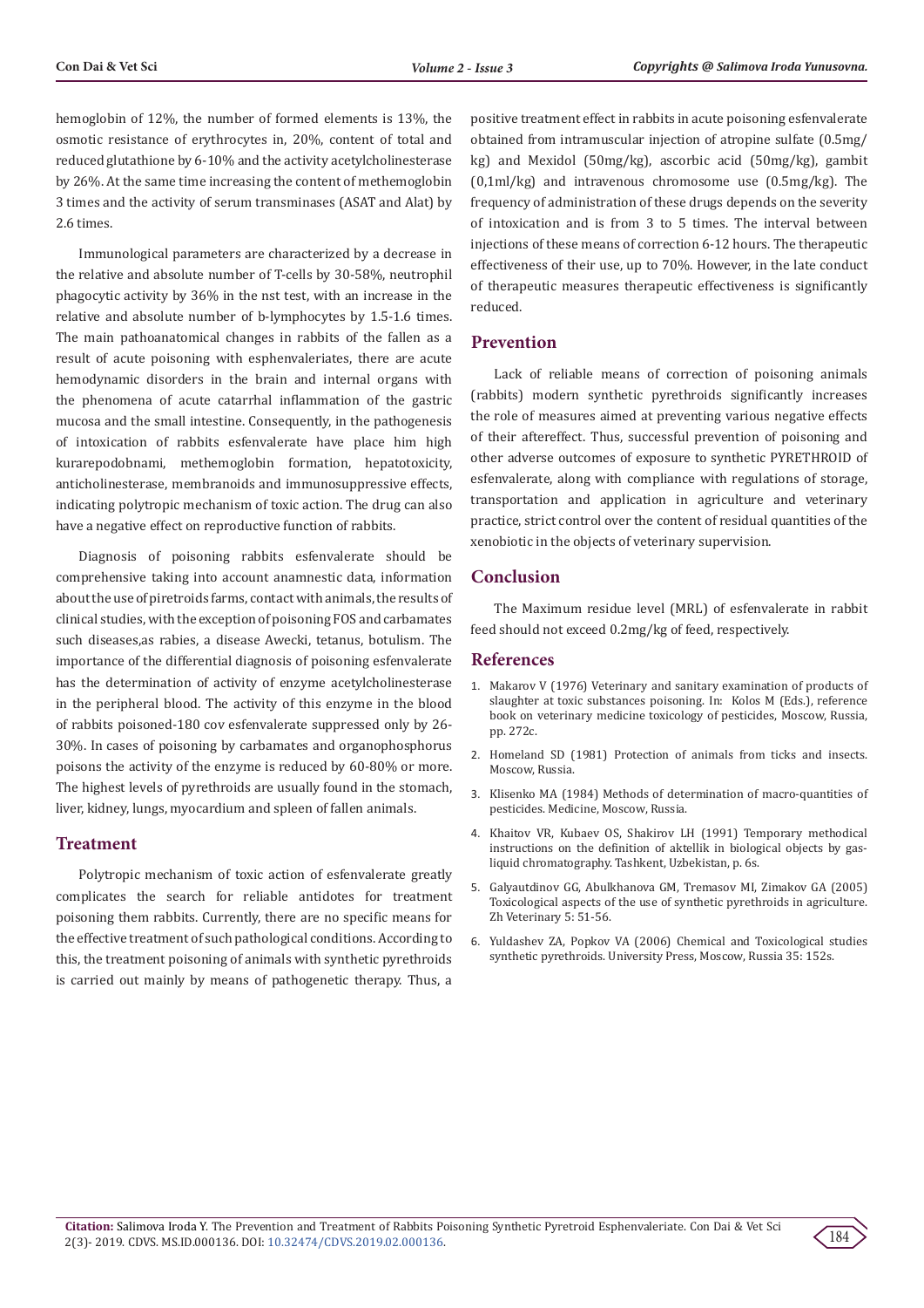hemoglobin of 12%, the number of formed elements is 13%, the osmotic resistance of erythrocytes in, 20%, content of total and reduced glutathione by 6-10% and the activity acetylcholinesterase by 26%. At the same time increasing the content of methemoglobin 3 times and the activity of serum transminases (ASAT and Alat) by 2.6 times.

Immunological parameters are characterized by a decrease in the relative and absolute number of T-cells by 30-58%, neutrophil phagocytic activity by 36% in the nst test, with an increase in the relative and absolute number of b-lymphocytes by 1.5-1.6 times. The main pathoanatomical changes in rabbits of the fallen as a result of acute poisoning with esphenvaleriates, there are acute hemodynamic disorders in the brain and internal organs with the phenomena of acute catarrhal inflammation of the gastric mucosa and the small intestine. Consequently, in the pathogenesis of intoxication of rabbits esfenvalerate have place him high kurarepodobnami, methemoglobin formation, hepatotoxicity, anticholinesterase, membranoids and immunosuppressive effects, indicating polytropic mechanism of toxic action. The drug can also have a negative effect on reproductive function of rabbits.

Diagnosis of poisoning rabbits esfenvalerate should be comprehensive taking into account anamnestic data, information about the use of piretroids farms, contact with animals, the results of clinical studies, with the exception of poisoning FOS and carbamates such diseases,as rabies, a disease Awecki, tetanus, botulism. The importance of the differential diagnosis of poisoning esfenvalerate has the determination of activity of enzyme acetylcholinesterase in the peripheral blood. The activity of this enzyme in the blood of rabbits poisoned-180 cov esfenvalerate suppressed only by 26-30%. In cases of poisoning by carbamates and organophosphorus poisons the activity of the enzyme is reduced by 60-80% or more. The highest levels of pyrethroids are usually found in the stomach, liver, kidney, lungs, myocardium and spleen of fallen animals.

## Treatment

Polytropic mechanism of toxic action of esfenvalerate greatly complicates the search for reliable antidotes for treatment poisoning them rabbits. Currently, there are no specific means for the effective treatment of such pathological conditions. According to this, the treatment poisoning of animals with synthetic pyrethroids is carried out mainly by means of pathogenetic therapy. Thus, a positive treatment effect in rabbits in acute poisoning esfenvalerate obtained from intramuscular injection of atropine sulfate (0.5mg/kg) and Mexidol (50mg/kg), ascorbic acid (50mg/kg), gambit (0,1ml/kg) and intravenous chromosome use (0.5mg/kg). The frequency of administration of these drugs depends on the severity of intoxication and is from 3 to 5 times. The interval between injections of these means of correction 6-12 hours. The therapeutic effectiveness of their use, up to 70%. However, in the late conduct of therapeutic measures therapeutic effectiveness is significantly reduced.

## Prevention

Lack of reliable means of correction of poisoning animals (rabbits) modern synthetic pyrethroids significantly increases the role of measures aimed at preventing various negative effects of their aftereffect. Thus, successful prevention of poisoning and other adverse outcomes of exposure to synthetic PYRETHROID of esfenvalerate, along with compliance with regulations of storage, transportation and application in agriculture and veterinary practice, strict control over the content of residual quantities of the xenobiotic in the objects of veterinary supervision.

## Conclusion

The Maximum residue level (MRL) of esfenvalerate in rabbit feed should not exceed 0.2mg/kg of feed, respectively.

## References

1. Makarov V (1976) Veterinary and sanitary examination of products of slaughter at toxic substances poisoning. In: Kolos M (Eds.), reference book on veterinary medicine toxicology of pesticides, Moscow, Russia, pp. 272c.
2. Homeland SD (1981) Protection of animals from ticks and insects. Moscow, Russia.
3. Klisenko MA (1984) Methods of determination of macro-quantities of pesticides. Medicine, Moscow, Russia.
4. Khaitov VR, Kubaev OS, Shakirov LH (1991) Temporary methodical instructions on the definition of aktellik in biological objects by gas-liquid chromatography. Tashkent, Uzbekistan, p. 6s.
5. Galyautdinov GG, Abulkhanova GM, Tremasov MI, Zimakov GA (2005) Toxicological aspects of the use of synthetic pyrethroids in agriculture. Zh Veterinary 5: 51-56.
6. Yuldashev ZA, Popkov VA (2006) Chemical and Toxicological studies synthetic pyrethroids. University Press, Moscow, Russia 35: 152s.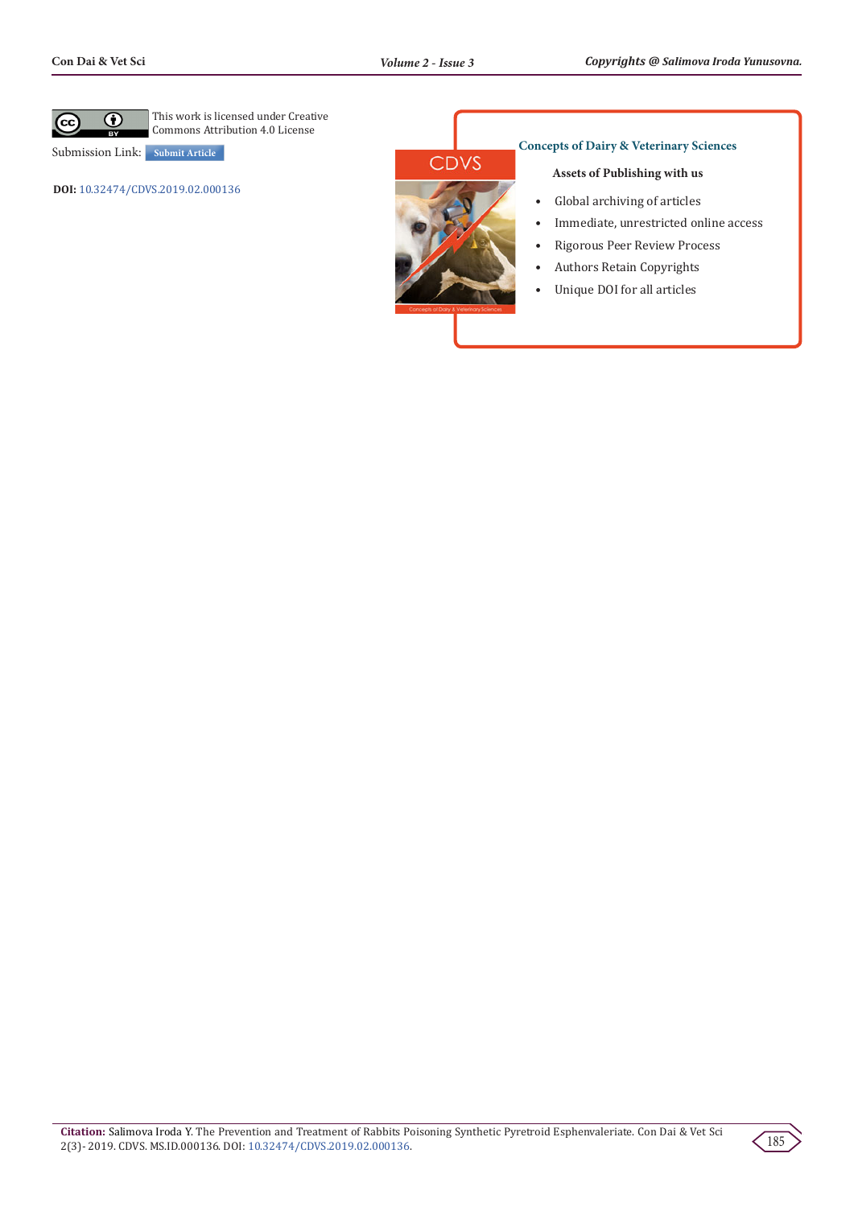This work is licensed under Creative Commons Attribution 4.0 License

Submission Link: Submit Article

**DOI:** 10.32474/CDVS.2019.02.000136

**Concepts of Dairy & Veterinary Sciences**

**Assets of Publishing with us**

- Global archiving of articles
- Immediate, unrestricted online access
- Rigorous Peer Review Process
- Authors Retain Copyrights
- Unique DOI for all articles

**Citation:** Salimova Iroda Y. The Prevention and Treatment of Rabbits Poisoning Synthetic Pyretroid Esphenvaleriate. Con Dai & Vet Sci 2(3)- 2019. CDVS. MS.ID.000136. DOI: 10.32474/CDVS.2019.02.000136.